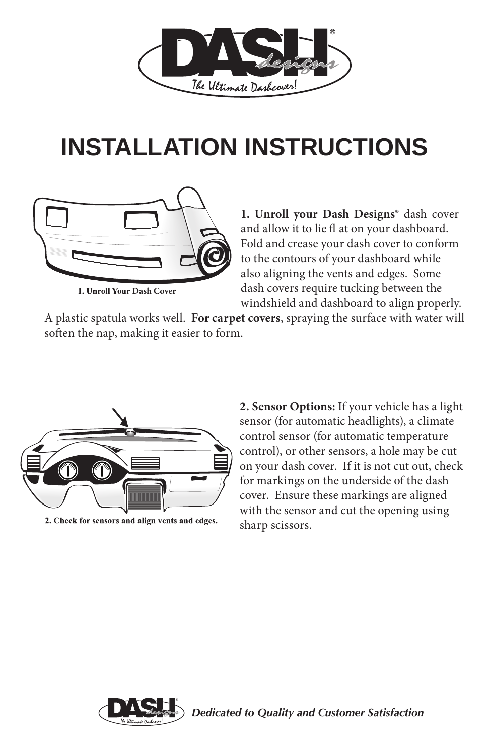# INSTALLATION INSTRUCTIONS

1. Unroll Your Dash Cover

**1. Unroll your Dash Designs®** dash cover and allow it to lie flat on your dashboard. Fold and crease your dash cover to conform to the contours of your dashboard while also aligning the vents and edges. Some dash covers require tucking between the windshield and dashboard to align properly. A plastic spatula works well. **For carpet covers**, spraying the surface with water will soften the nap, making it easier to form.

2. Check for sensors and align vents and edges.

**2. Sensor Options:** If your vehicle has a light sensor (for automatic headlights), a climate control sensor (for automatic temperature control), or other sensors, a hole may be cut on your dash cover. If it is not cut out, check for markings on the underside of the dash cover. Ensure these markings are aligned with the sensor and cut the opening using sharp scissors.

*Dedicated to Quality and Customer Satisfaction*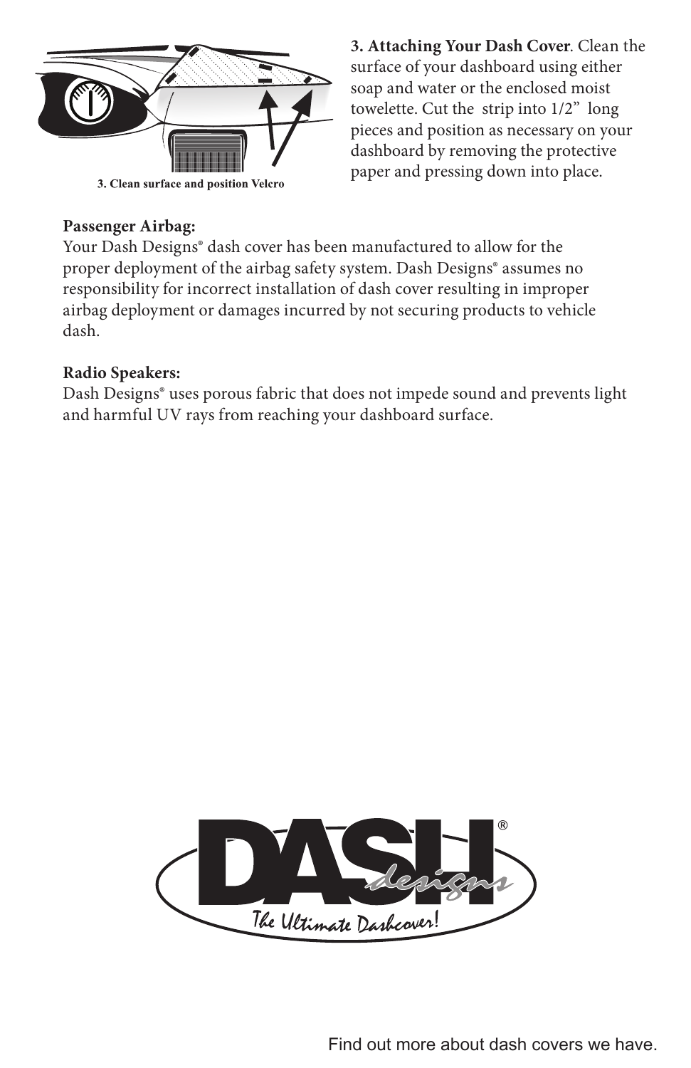3. Clean surface and position Velcro

**3. Attaching Your Dash Cover**. Clean the surface of your dashboard using either soap and water or the enclosed moist towelette. Cut the strip into 1/2" long pieces and position as necessary on your dashboard by removing the protective paper and pressing down into place.

**Passenger Airbag:**
Your Dash Designs® dash cover has been manufactured to allow for the proper deployment of the airbag safety system. Dash Designs® assumes no responsibility for incorrect installation of dash cover resulting in improper airbag deployment or damages incurred by not securing products to vehicle dash.

**Radio Speakers:**
Dash Designs® uses porous fabric that does not impede sound and prevents light and harmful UV rays from reaching your dashboard surface.

DASH designs®
The Ultimate Dashcover!

Find out more about dash covers we have.